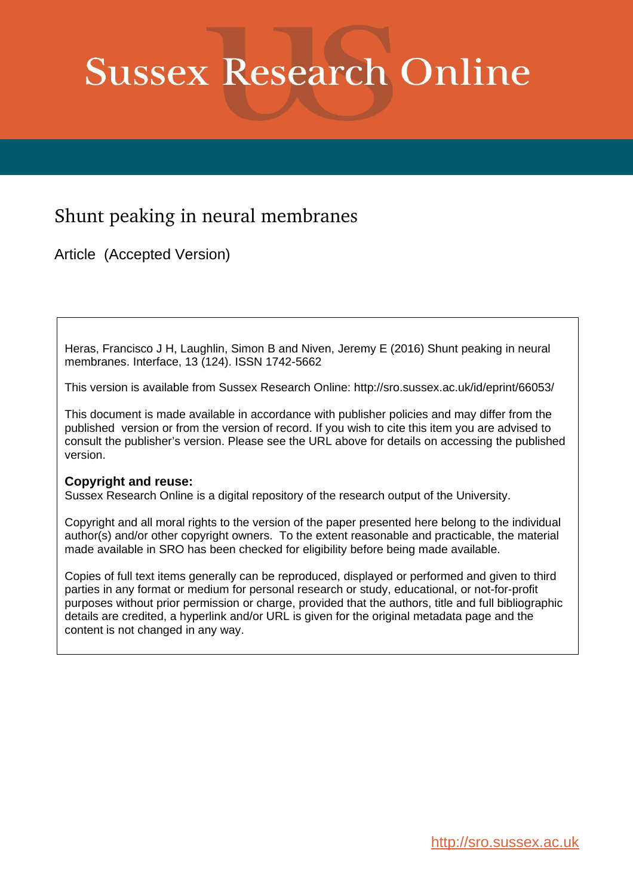# Sussex Research Online

## Shunt peaking in neural membranes

Article (Accepted Version)

Heras, Francisco J H, Laughlin, Simon B and Niven, Jeremy E (2016) Shunt peaking in neural membranes. Interface, 13 (124). ISSN 1742-5662

This version is available from Sussex Research Online: http://sro.sussex.ac.uk/id/eprint/66053/

This document is made available in accordance with publisher policies and may differ from the published version or from the version of record. If you wish to cite this item you are advised to consult the publisher's version. Please see the URL above for details on accessing the published version.

**Copyright and reuse:**
Sussex Research Online is a digital repository of the research output of the University.

Copyright and all moral rights to the version of the paper presented here belong to the individual author(s) and/or other copyright owners. To the extent reasonable and practicable, the material made available in SRO has been checked for eligibility before being made available.

Copies of full text items generally can be reproduced, displayed or performed and given to third parties in any format or medium for personal research or study, educational, or not-for-profit purposes without prior permission or charge, provided that the authors, title and full bibliographic details are credited, a hyperlink and/or URL is given for the original metadata page and the content is not changed in any way.

http://sro.sussex.ac.uk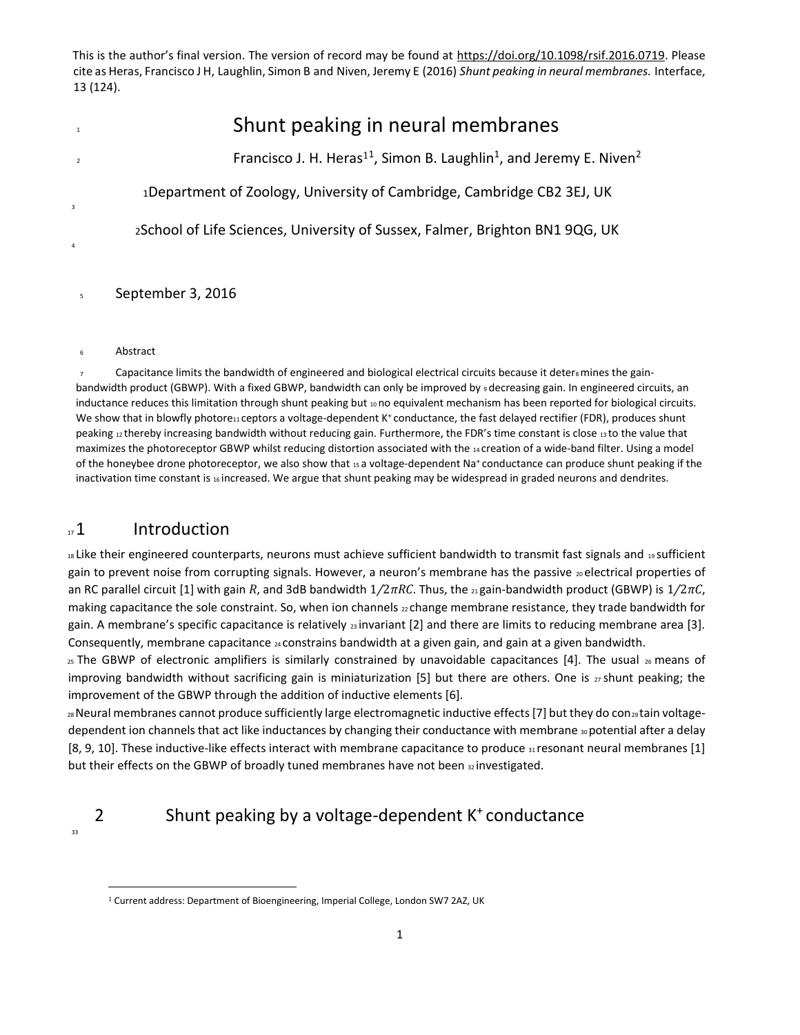This is the author's final version. The version of record may be found at https://doi.org/10.1098/rsif.2016.0719. Please cite as Heras, Francisco J H, Laughlin, Simon B and Niven, Jeremy E (2016) *Shunt peaking in neural membranes.* Interface, 13 (124).

# Shunt peaking in neural membranes

Francisco J. H. Heras[1][1], Simon B. Laughlin[1], and Jeremy E. Niven[2]

[1]Department of Zoology, University of Cambridge, Cambridge CB2 3EJ, UK

[2]School of Life Sciences, University of Sussex, Falmer, Brighton BN1 9QG, UK

September 3, 2016

Abstract

Capacitance limits the bandwidth of engineered and biological electrical circuits because it determines the gain-bandwidth product (GBWP). With a fixed GBWP, bandwidth can only be improved by decreasing gain. In engineered circuits, an inductance reduces this limitation through shunt peaking but no equivalent mechanism has been reported for biological circuits. We show that in blowfly photoreceptors a voltage-dependent K⁺ conductance, the fast delayed rectifier (FDR), produces shunt peaking thereby increasing bandwidth without reducing gain. Furthermore, the FDR's time constant is close to the value that maximizes the photoreceptor GBWP whilst reducing distortion associated with the creation of a wide-band filter. Using a model of the honeybee drone photoreceptor, we also show that a voltage-dependent Na⁺ conductance can produce shunt peaking if the inactivation time constant is increased. We argue that shunt peaking may be widespread in graded neurons and dendrites.

## 1 Introduction

Like their engineered counterparts, neurons must achieve sufficient bandwidth to transmit fast signals and sufficient gain to prevent noise from corrupting signals. However, a neuron's membrane has the passive electrical properties of an RC parallel circuit [1] with gain $R$, and 3dB bandwidth $1/2\pi RC$. Thus, the gain-bandwidth product (GBWP) is $1/2\pi C$, making capacitance the sole constraint. So, when ion channels change membrane resistance, they trade bandwidth for gain. A membrane's specific capacitance is relatively invariant [2] and there are limits to reducing membrane area [3]. Consequently, membrane capacitance constrains bandwidth at a given gain, and gain at a given bandwidth.

The GBWP of electronic amplifiers is similarly constrained by unavoidable capacitances [4]. The usual means of improving bandwidth without sacrificing gain is miniaturization [5] but there are others. One is shunt peaking; the improvement of the GBWP through the addition of inductive elements [6].

Neural membranes cannot produce sufficiently large electromagnetic inductive effects [7] but they do contain voltage-dependent ion channels that act like inductances by changing their conductance with membrane potential after a delay [8, 9, 10]. These inductive-like effects interact with membrane capacitance to produce resonant neural membranes [1] but their effects on the GBWP of broadly tuned membranes have not been investigated.

## 2 Shunt peaking by a voltage-dependent K⁺ conductance

[1] Current address: Department of Bioengineering, Imperial College, London SW7 2AZ, UK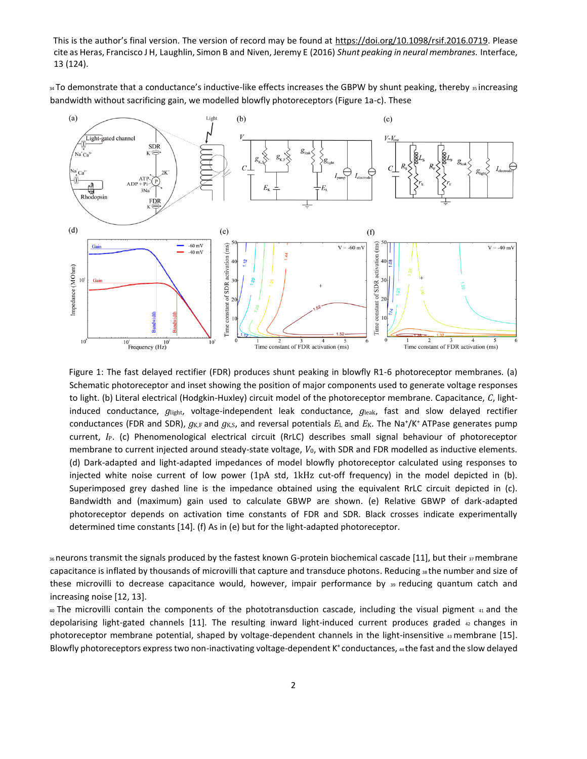This is the author's final version. The version of record may be found at https://doi.org/10.1098/rsif.2016.0719. Please cite as Heras, Francisco J H, Laughlin, Simon B and Niven, Jeremy E (2016) *Shunt peaking in neural membranes.* Interface, 13 (124).

34 To demonstrate that a conductance's inductive-like effects increases the GBPW by shunt peaking, thereby 35 increasing bandwidth without sacrificing gain, we modelled blowfly photoreceptors (Figure 1a-c). These

Figure 1: The fast delayed rectifier (FDR) produces shunt peaking in blowfly R1-6 photoreceptor membranes. (a) Schematic photoreceptor and inset showing the position of major components used to generate voltage responses to light. (b) Literal electrical (Hodgkin-Huxley) circuit model of the photoreceptor membrane. Capacitance, $C$, light-induced conductance, $g_{\mathrm{light}}$, voltage-independent leak conductance, $g_{\mathrm{leak}}$, fast and slow delayed rectifier conductances (FDR and SDR), $g_{\mathrm{K,F}}$ and $g_{\mathrm{K,S}}$, and reversal potentials $E_{\mathrm{L}}$ and $E_{\mathrm{K}}$. The $Na^+/K^+$ ATPase generates pump current, $I_{\mathrm{P}}$. (c) Phenomenological electrical circuit (RrLC) describes small signal behaviour of photoreceptor membrane to current injected around steady-state voltage, $V_0$, with SDR and FDR modelled as inductive elements. (d) Dark-adapted and light-adapted impedances of model blowfly photoreceptor calculated using responses to injected white noise current of low power (1pA std, 1kHz cut-off frequency) in the model depicted in (b). Superimposed grey dashed line is the impedance obtained using the equivalent RrLC circuit depicted in (c). Bandwidth and (maximum) gain used to calculate GBWP are shown. (e) Relative GBWP of dark-adapted photoreceptor depends on activation time constants of FDR and SDR. Black crosses indicate experimentally determined time constants [14]. (f) As in (e) but for the light-adapted photoreceptor.

36 neurons transmit the signals produced by the fastest known G-protein biochemical cascade [11], but their 37 membrane capacitance is inflated by thousands of microvilli that capture and transduce photons. Reducing 38 the number and size of these microvilli to decrease capacitance would, however, impair performance by 39 reducing quantum catch and increasing noise [12, 13].

40 The microvilli contain the components of the phototransduction cascade, including the visual pigment 41 and the depolarising light-gated channels [11]. The resulting inward light-induced current produces graded 42 changes in photoreceptor membrane potential, shaped by voltage-dependent channels in the light-insensitive 43 membrane [15]. Blowfly photoreceptors express two non-inactivating voltage-dependent $K^+$ conductances, 44 the fast and the slow delayed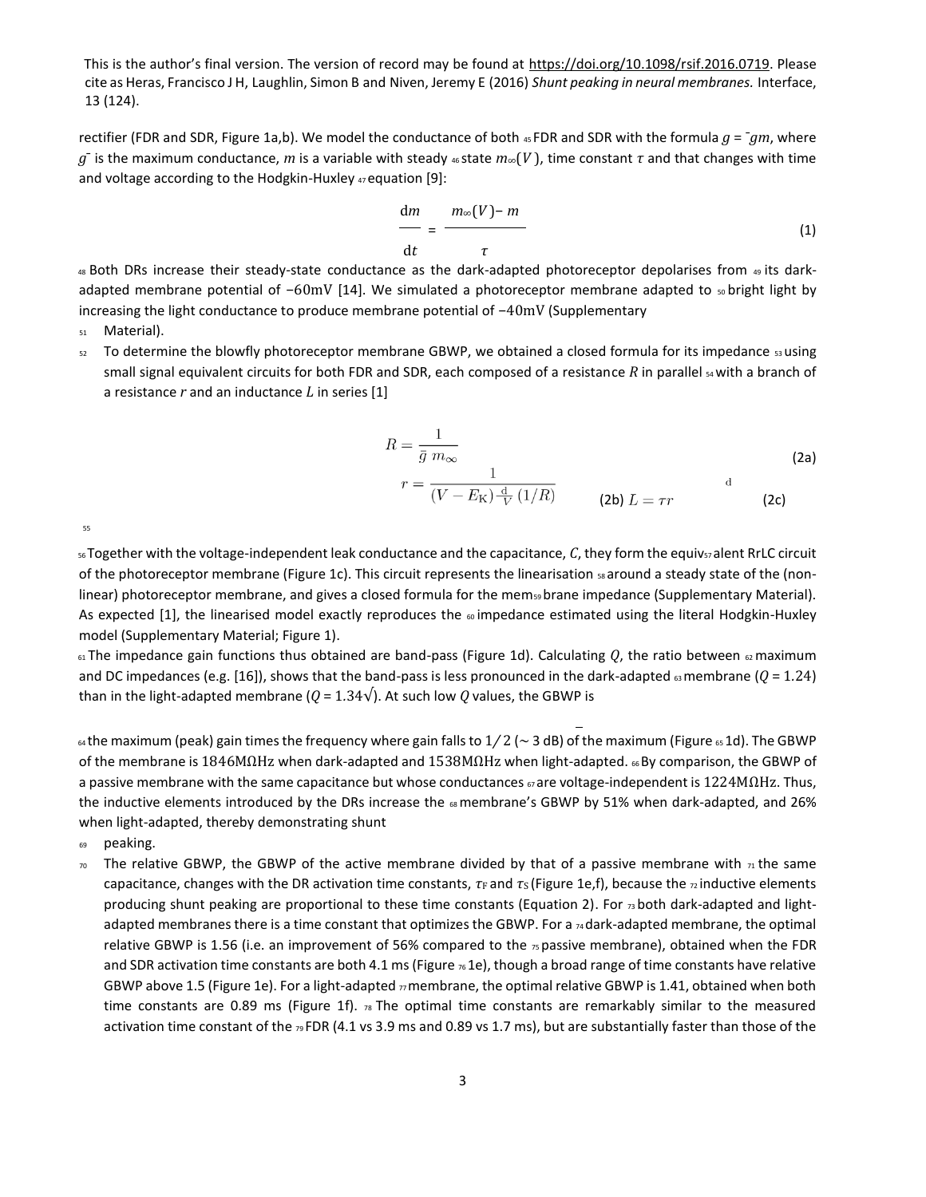This is the author's final version. The version of record may be found at https://doi.org/10.1098/rsif.2016.0719. Please cite as Heras, Francisco J H, Laughlin, Simon B and Niven, Jeremy E (2016) *Shunt peaking in neural membranes.* Interface, 13 (124).

rectifier (FDR and SDR, Figure 1a,b). We model the conductance of both FDR and SDR with the formula $g = \bar{g}m$, where $\bar{g}$ is the maximum conductance, $m$ is a variable with steady state $m_\infty(V)$, time constant $\tau$ and that changes with time and voltage according to the Hodgkin-Huxley equation [9]:

$$\frac{\mathrm{d}m}{\mathrm{d}t} = \frac{m_\infty(V) - m}{\tau} \tag{1}$$

Both DRs increase their steady-state conductance as the dark-adapted photoreceptor depolarises from its dark-adapted membrane potential of −60mV [14]. We simulated a photoreceptor membrane adapted to bright light by increasing the light conductance to produce membrane potential of −40mV (Supplementary Material).

To determine the blowfly photoreceptor membrane GBWP, we obtained a closed formula for its impedance using small signal equivalent circuits for both FDR and SDR, each composed of a resistance $R$ in parallel with a branch of a resistance $r$ and an inductance $L$ in series [1]

$$R = \frac{1}{\bar{g}\ m_\infty} \tag{2a}$$

$$r = \frac{1}{(V - E_\mathrm{K})\frac{\mathrm{d}}{V}\left(1/R\right)} \tag{2b}$$

$$L = \tau r \tag{2c}$$

Together with the voltage-independent leak conductance and the capacitance, $C$, they form the equivalent RrLC circuit of the photoreceptor membrane (Figure 1c). This circuit represents the linearisation around a steady state of the (non-linear) photoreceptor membrane, and gives a closed formula for the membrane impedance (Supplementary Material). As expected [1], the linearised model exactly reproduces the impedance estimated using the literal Hodgkin-Huxley model (Supplementary Material; Figure 1).

The impedance gain functions thus obtained are band-pass (Figure 1d). Calculating $Q$, the ratio between maximum and DC impedances (e.g. [16]), shows that the band-pass is less pronounced in the dark-adapted membrane ($Q = 1.24$) than in the light-adapted membrane ($Q = 1.34$). At such low $Q$ values, the GBWP is the maximum (peak) gain times the frequency where gain falls to $1/\sqrt{2}$ (~ 3 dB) of the maximum (Figure 1d). The GBWP of the membrane is $1846\mathrm{M\Omega Hz}$ when dark-adapted and $1538\mathrm{M\Omega Hz}$ when light-adapted. By comparison, the GBWP of a passive membrane with the same capacitance but whose conductances are voltage-independent is $1224\mathrm{M\Omega Hz}$. Thus, the inductive elements introduced by the DRs increase the membrane's GBWP by 51% when dark-adapted, and 26% when light-adapted, thereby demonstrating shunt peaking.

The relative GBWP, the GBWP of the active membrane divided by that of a passive membrane with the same capacitance, changes with the DR activation time constants, $\tau_F$ and $\tau_S$ (Figure 1e,f), because the inductive elements producing shunt peaking are proportional to these time constants (Equation 2). For both dark-adapted and light-adapted membranes there is a time constant that optimizes the GBWP. For a dark-adapted membrane, the optimal relative GBWP is 1.56 (i.e. an improvement of 56% compared to the passive membrane), obtained when the FDR and SDR activation time constants are both 4.1 ms (Figure 1e), though a broad range of time constants have relative GBWP above 1.5 (Figure 1e). For a light-adapted membrane, the optimal relative GBWP is 1.41, obtained when both time constants are 0.89 ms (Figure 1f). The optimal time constants are remarkably similar to the measured activation time constant of the FDR (4.1 vs 3.9 ms and 0.89 vs 1.7 ms), but are substantially faster than those of the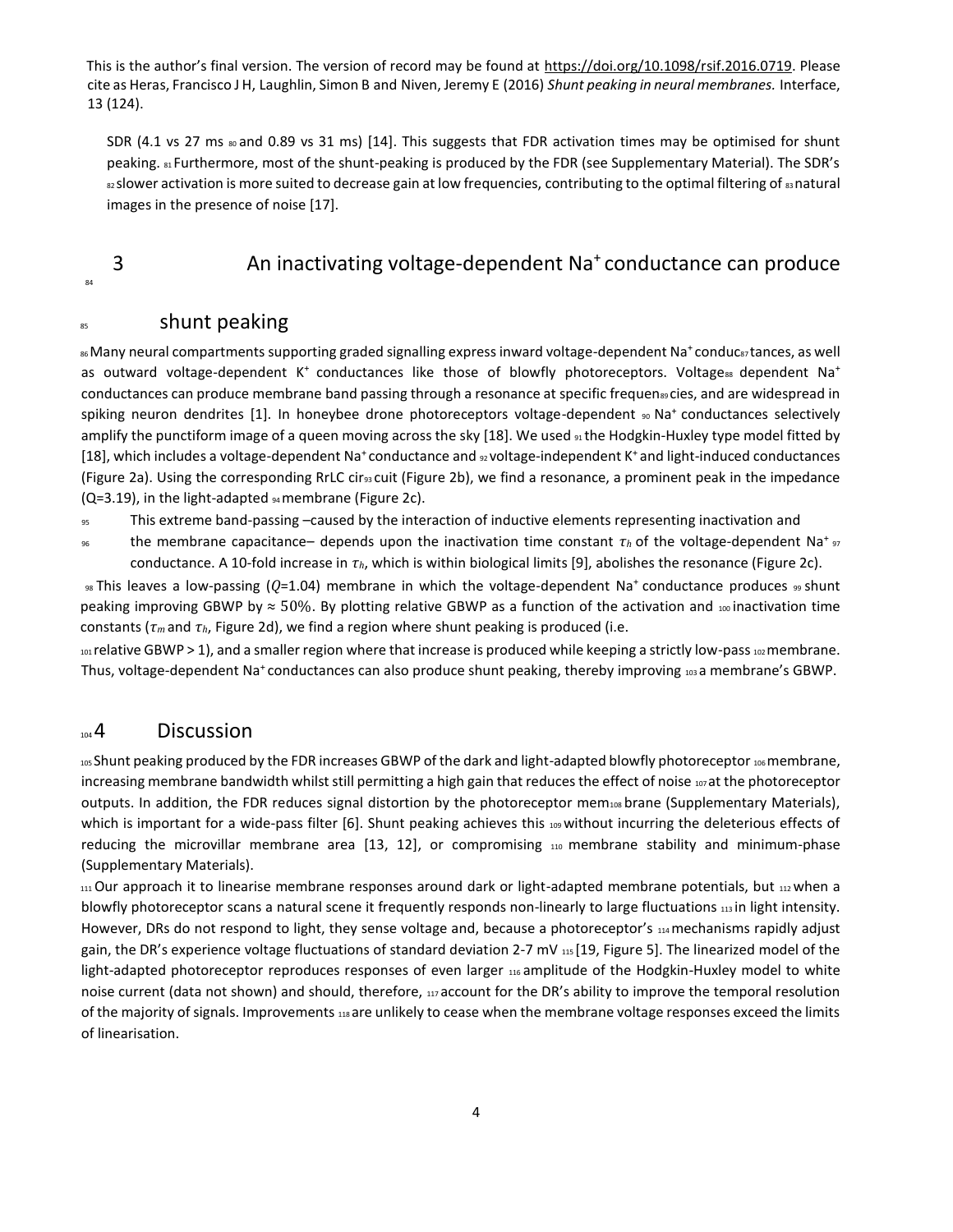SDR (4.1 vs 27 ms and 0.89 vs 31 ms) [14]. This suggests that FDR activation times may be optimised for shunt peaking. Furthermore, most of the shunt-peaking is produced by the FDR (see Supplementary Material). The SDR's slower activation is more suited to decrease gain at low frequencies, contributing to the optimal filtering of natural images in the presence of noise [17].

## 3 An inactivating voltage-dependent $Na^+$ conductance can produce shunt peaking

Many neural compartments supporting graded signalling express inward voltage-dependent $Na^+$ conductances, as well as outward voltage-dependent $K^+$ conductances like those of blowfly photoreceptors. Voltage dependent $Na^+$ conductances can produce membrane band passing through a resonance at specific frequencies, and are widespread in spiking neuron dendrites [1]. In honeybee drone photoreceptors voltage-dependent $Na^+$ conductances selectively amplify the punctiform image of a queen moving across the sky [18]. We used the Hodgkin-Huxley type model fitted by [18], which includes a voltage-dependent $Na^+$ conductance and voltage-independent $K^+$ and light-induced conductances (Figure 2a). Using the corresponding RrLC circuit (Figure 2b), we find a resonance, a prominent peak in the impedance (Q=3.19), in the light-adapted membrane (Figure 2c).

This extreme band-passing –caused by the interaction of inductive elements representing inactivation and the membrane capacitance– depends upon the inactivation time constant $\tau_h$ of the voltage-dependent $Na^+$ conductance. A 10-fold increase in $\tau_h$, which is within biological limits [9], abolishes the resonance (Figure 2c).

This leaves a low-passing ($Q$=1.04) membrane in which the voltage-dependent $Na^+$ conductance produces shunt peaking improving GBWP by $\approx 50\%$. By plotting relative GBWP as a function of the activation and inactivation time constants ($\tau_m$ and $\tau_h$, Figure 2d), we find a region where shunt peaking is produced (i.e. relative GBWP > 1), and a smaller region where that increase is produced while keeping a strictly low-pass membrane. Thus, voltage-dependent $Na^+$ conductances can also produce shunt peaking, thereby improving a membrane's GBWP.

## 4 Discussion

Shunt peaking produced by the FDR increases GBWP of the dark and light-adapted blowfly photoreceptor membrane, increasing membrane bandwidth whilst still permitting a high gain that reduces the effect of noise at the photoreceptor outputs. In addition, the FDR reduces signal distortion by the photoreceptor membrane (Supplementary Materials), which is important for a wide-pass filter [6]. Shunt peaking achieves this without incurring the deleterious effects of reducing the microvillar membrane area [13, 12], or compromising membrane stability and minimum-phase (Supplementary Materials).

Our approach it to linearise membrane responses around dark or light-adapted membrane potentials, but when a blowfly photoreceptor scans a natural scene it frequently responds non-linearly to large fluctuations in light intensity. However, DRs do not respond to light, they sense voltage and, because a photoreceptor's mechanisms rapidly adjust gain, the DR's experience voltage fluctuations of standard deviation 2-7 mV [19, Figure 5]. The linearized model of the light-adapted photoreceptor reproduces responses of even larger amplitude of the Hodgkin-Huxley model to white noise current (data not shown) and should, therefore, account for the DR's ability to improve the temporal resolution of the majority of signals. Improvements are unlikely to cease when the membrane voltage responses exceed the limits of linearisation.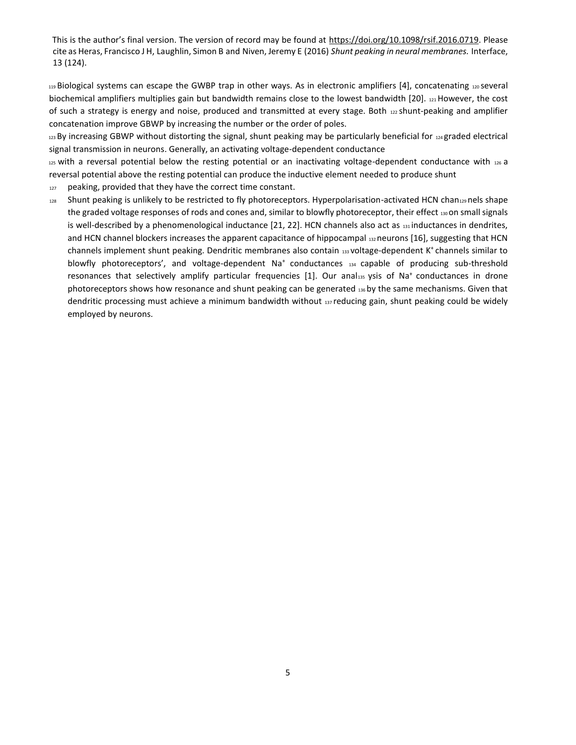Biological systems can escape the GWBP trap in other ways. As in electronic amplifiers [4], concatenating several biochemical amplifiers multiplies gain but bandwidth remains close to the lowest bandwidth [20]. However, the cost of such a strategy is energy and noise, produced and transmitted at every stage. Both shunt-peaking and amplifier concatenation improve GBWP by increasing the number or the order of poles.

By increasing GBWP without distorting the signal, shunt peaking may be particularly beneficial for graded electrical signal transmission in neurons. Generally, an activating voltage-dependent conductance with a reversal potential below the resting potential or an inactivating voltage-dependent conductance with a reversal potential above the resting potential can produce the inductive element needed to produce shunt peaking, provided that they have the correct time constant.

Shunt peaking is unlikely to be restricted to fly photoreceptors. Hyperpolarisation-activated HCN channels shape the graded voltage responses of rods and cones and, similar to blowfly photoreceptor, their effect on small signals is well-described by a phenomenological inductance [21, 22]. HCN channels also act as inductances in dendrites, and HCN channel blockers increases the apparent capacitance of hippocampal neurons [16], suggesting that HCN channels implement shunt peaking. Dendritic membranes also contain voltage-dependent $K^+$ channels similar to blowfly photoreceptors', and voltage-dependent $Na^+$ conductances capable of producing sub-threshold resonances that selectively amplify particular frequencies [1]. Our analysis of $Na^+$ conductances in drone photoreceptors shows how resonance and shunt peaking can be generated by the same mechanisms. Given that dendritic processing must achieve a minimum bandwidth without reducing gain, shunt peaking could be widely employed by neurons.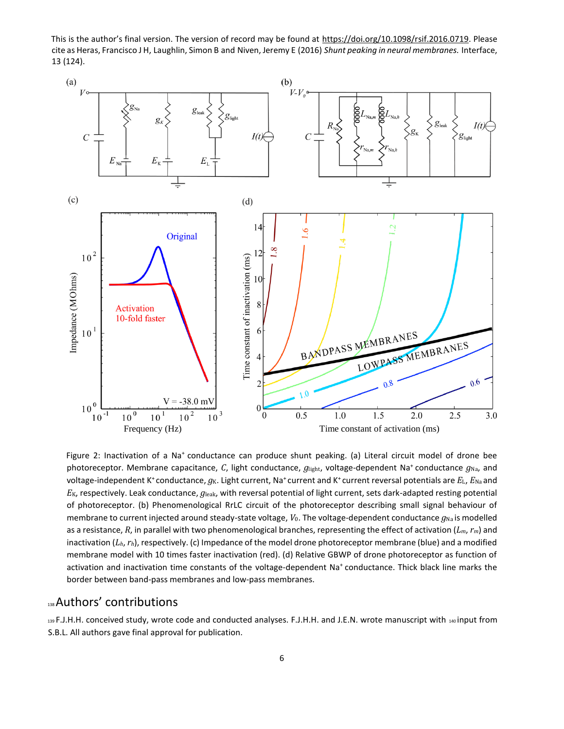This is the author's final version. The version of record may be found at https://doi.org/10.1098/rsif.2016.0719. Please cite as Heras, Francisco J H, Laughlin, Simon B and Niven, Jeremy E (2016) *Shunt peaking in neural membranes.* Interface, 13 (124).

Figure 2: Inactivation of a $Na^+$ conductance can produce shunt peaking. (a) Literal circuit model of drone bee photoreceptor. Membrane capacitance, $C$, light conductance, $g_{light}$, voltage-dependent $Na^+$ conductance $g_{Na}$, and voltage-independent $K^+$ conductance, $g_K$. Light current, $Na^+$ current and $K^+$ current reversal potentials are $E_L$, $E_{Na}$ and $E_K$, respectively. Leak conductance, $g_{leak}$, with reversal potential of light current, sets dark-adapted resting potential of photoreceptor. (b) Phenomenological RrLC circuit of the photoreceptor describing small signal behaviour of membrane to current injected around steady-state voltage, $V_0$. The voltage-dependent conductance $g_{Na}$ is modelled as a resistance, $R$, in parallel with two phenomenological branches, representing the effect of activation ($L_m$, $r_m$) and inactivation ($L_h$, $r_h$), respectively. (c) Impedance of the model drone photoreceptor membrane (blue) and a modified membrane model with 10 times faster inactivation (red). (d) Relative GBWP of drone photoreceptor as function of activation and inactivation time constants of the voltage-dependent $Na^+$ conductance. Thick black line marks the border between band-pass membranes and low-pass membranes.

## Authors' contributions

F.J.H.H. conceived study, wrote code and conducted analyses. F.J.H.H. and J.E.N. wrote manuscript with input from S.B.L. All authors gave final approval for publication.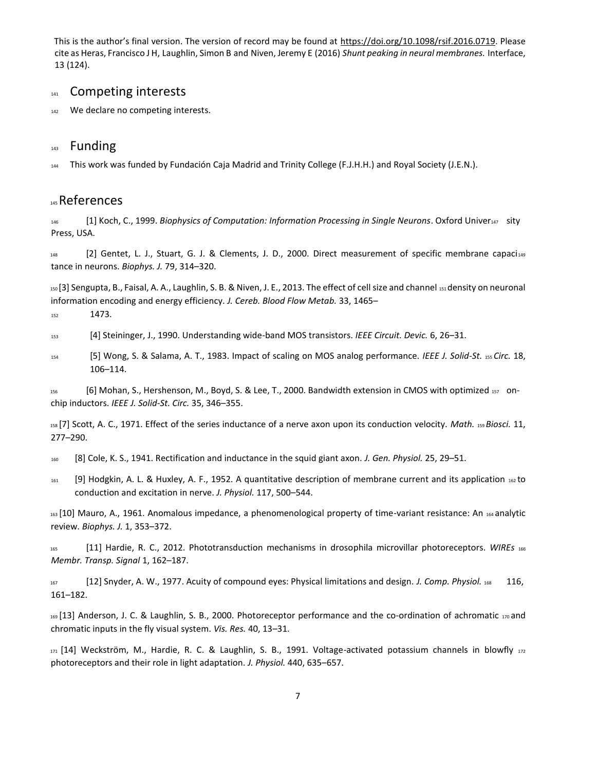This is the author's final version. The version of record may be found at https://doi.org/10.1098/rsif.2016.0719. Please cite as Heras, Francisco J H, Laughlin, Simon B and Niven, Jeremy E (2016) *Shunt peaking in neural membranes.* Interface, 13 (124).

## Competing interests

We declare no competing interests.

## Funding

This work was funded by Fundación Caja Madrid and Trinity College (F.J.H.H.) and Royal Society (J.E.N.).

## References

[1] Koch, C., 1999. *Biophysics of Computation: Information Processing in Single Neurons*. Oxford University Press, USA.

[2] Gentet, L. J., Stuart, G. J. & Clements, J. D., 2000. Direct measurement of specific membrane capacitance in neurons. *Biophys. J.* 79, 314–320.

[3] Sengupta, B., Faisal, A. A., Laughlin, S. B. & Niven, J. E., 2013. The effect of cell size and channel density on neuronal information encoding and energy efficiency. *J. Cereb. Blood Flow Metab.* 33, 1465–1473.

[4] Steininger, J., 1990. Understanding wide-band MOS transistors. *IEEE Circuit. Devic.* 6, 26–31.

[5] Wong, S. & Salama, A. T., 1983. Impact of scaling on MOS analog performance. *IEEE J. Solid-St. Circ.* 18, 106–114.

[6] Mohan, S., Hershenson, M., Boyd, S. & Lee, T., 2000. Bandwidth extension in CMOS with optimized on-chip inductors. *IEEE J. Solid-St. Circ.* 35, 346–355.

[7] Scott, A. C., 1971. Effect of the series inductance of a nerve axon upon its conduction velocity. *Math. Biosci.* 11, 277–290.

[8] Cole, K. S., 1941. Rectification and inductance in the squid giant axon. *J. Gen. Physiol.* 25, 29–51.

[9] Hodgkin, A. L. & Huxley, A. F., 1952. A quantitative description of membrane current and its application to conduction and excitation in nerve. *J. Physiol.* 117, 500–544.

[10] Mauro, A., 1961. Anomalous impedance, a phenomenological property of time-variant resistance: An analytic review. *Biophys. J.* 1, 353–372.

[11] Hardie, R. C., 2012. Phototransduction mechanisms in drosophila microvillar photoreceptors. *WIREs Membr. Transp. Signal* 1, 162–187.

[12] Snyder, A. W., 1977. Acuity of compound eyes: Physical limitations and design. *J. Comp. Physiol.* 116, 161–182.

[13] Anderson, J. C. & Laughlin, S. B., 2000. Photoreceptor performance and the co-ordination of achromatic and chromatic inputs in the fly visual system. *Vis. Res.* 40, 13–31.

[14] Weckström, M., Hardie, R. C. & Laughlin, S. B., 1991. Voltage-activated potassium channels in blowfly photoreceptors and their role in light adaptation. *J. Physiol.* 440, 635–657.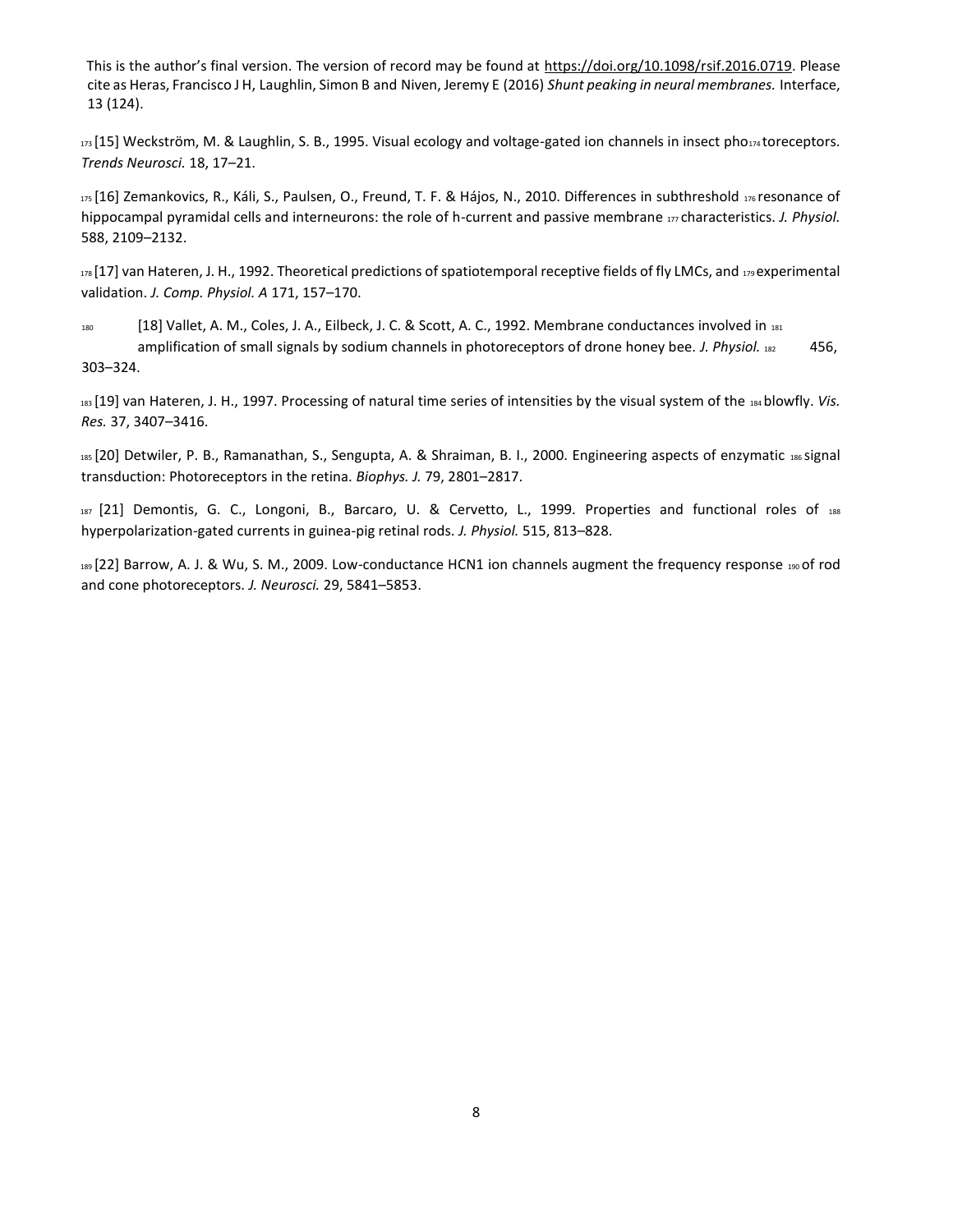This is the author's final version. The version of record may be found at https://doi.org/10.1098/rsif.2016.0719. Please cite as Heras, Francisco J H, Laughlin, Simon B and Niven, Jeremy E (2016) *Shunt peaking in neural membranes.* Interface, 13 (124).

[15] Weckström, M. & Laughlin, S. B., 1995. Visual ecology and voltage-gated ion channels in insect photoreceptors. *Trends Neurosci.* 18, 17–21.

[16] Zemankovics, R., Káli, S., Paulsen, O., Freund, T. F. & Hájos, N., 2010. Differences in subthreshold resonance of hippocampal pyramidal cells and interneurons: the role of h-current and passive membrane characteristics. *J. Physiol.* 588, 2109–2132.

[17] van Hateren, J. H., 1992. Theoretical predictions of spatiotemporal receptive fields of fly LMCs, and experimental validation. *J. Comp. Physiol. A* 171, 157–170.

[18] Vallet, A. M., Coles, J. A., Eilbeck, J. C. & Scott, A. C., 1992. Membrane conductances involved in amplification of small signals by sodium channels in photoreceptors of drone honey bee. *J. Physiol.* 456, 303–324.

[19] van Hateren, J. H., 1997. Processing of natural time series of intensities by the visual system of the blowfly. *Vis. Res.* 37, 3407–3416.

[20] Detwiler, P. B., Ramanathan, S., Sengupta, A. & Shraiman, B. I., 2000. Engineering aspects of enzymatic signal transduction: Photoreceptors in the retina. *Biophys. J.* 79, 2801–2817.

[21] Demontis, G. C., Longoni, B., Barcaro, U. & Cervetto, L., 1999. Properties and functional roles of hyperpolarization-gated currents in guinea-pig retinal rods. *J. Physiol.* 515, 813–828.

[22] Barrow, A. J. & Wu, S. M., 2009. Low-conductance HCN1 ion channels augment the frequency response of rod and cone photoreceptors. *J. Neurosci.* 29, 5841–5853.